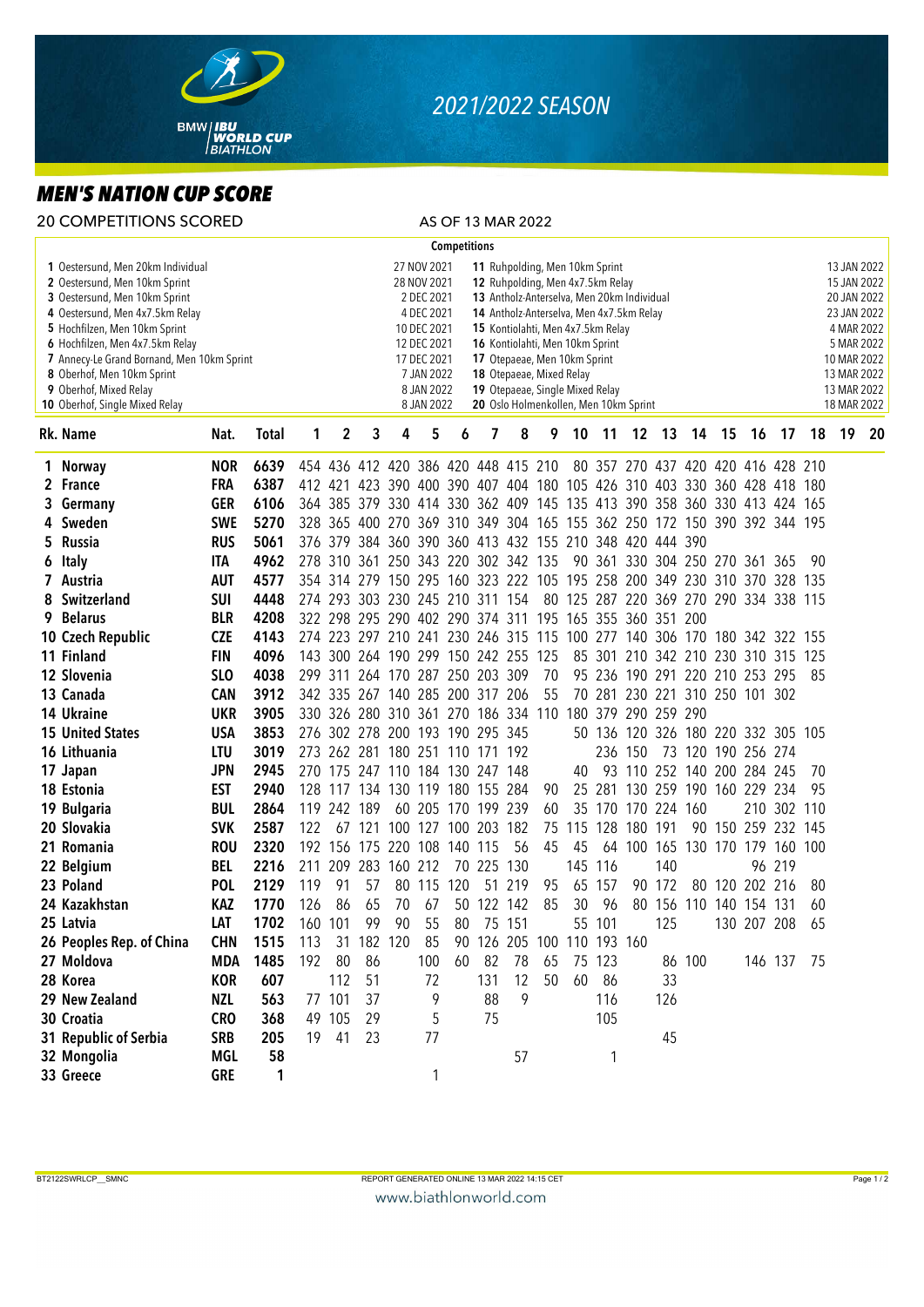# 2021/2022 SEASON

## MEN'S NATION CUP SCORE

20 COMPETITIONS SCORED — AS OF 13 MAR 2022

### Competitions

| # | Competition | Date |
|---|---|---|
| 1 | Oestersund, Men 20km Individual | 27 NOV 2021 |
| 2 | Oestersund, Men 10km Sprint | 28 NOV 2021 |
| 3 | Oestersund, Men 10km Sprint | 2 DEC 2021 |
| 4 | Oestersund, Men 4x7.5km Relay | 4 DEC 2021 |
| 5 | Hochfilzen, Men 10km Sprint | 10 DEC 2021 |
| 6 | Hochfilzen, Men 4x7.5km Relay | 12 DEC 2021 |
| 7 | Annecy-Le Grand Bornand, Men 10km Sprint | 17 DEC 2021 |
| 8 | Oberhof, Men 10km Sprint | 7 JAN 2022 |
| 9 | Oberhof, Mixed Relay | 8 JAN 2022 |
| 10 | Oberhof, Single Mixed Relay | 8 JAN 2022 |
| 11 | Ruhpolding, Men 10km Sprint | 13 JAN 2022 |
| 12 | Ruhpolding, Men 4x7.5km Relay | 15 JAN 2022 |
| 13 | Antholz-Anterselva, Men 20km Individual | 20 JAN 2022 |
| 14 | Antholz-Anterselva, Men 4x7.5km Relay | 23 JAN 2022 |
| 15 | Kontiolahti, Men 4x7.5km Relay | 4 MAR 2022 |
| 16 | Kontiolahti, Men 10km Sprint | 5 MAR 2022 |
| 17 | Otepaeae, Men 10km Sprint | 10 MAR 2022 |
| 18 | Otepaeae, Mixed Relay | 13 MAR 2022 |
| 19 | Otepaeae, Single Mixed Relay | 13 MAR 2022 |
| 20 | Oslo Holmenkollen, Men 10km Sprint | 18 MAR 2022 |

| Rk. | Name | Nat. | Total | 1 | 2 | 3 | 4 | 5 | 6 | 7 | 8 | 9 | 10 | 11 | 12 | 13 | 14 | 15 | 16 | 17 | 18 | 19 | 20 |
|---|---|---|---|---|---|---|---|---|---|---|---|---|---|---|---|---|---|---|---|---|---|---|---|
| 1 | Norway | NOR | 6639 | 454 | 436 | 412 | 420 | 386 | 420 | 448 | 415 | 210 | 80 | 357 | 270 | 437 | 420 | 420 | 416 | 428 | 210 | | |
| 2 | France | FRA | 6387 | 412 | 421 | 423 | 390 | 400 | 390 | 407 | 404 | 180 | 105 | 426 | 310 | 403 | 330 | 360 | 428 | 418 | 180 | | |
| 3 | Germany | GER | 6106 | 364 | 385 | 379 | 330 | 414 | 330 | 362 | 409 | 145 | 135 | 413 | 390 | 358 | 360 | 330 | 413 | 424 | 165 | | |
| 4 | Sweden | SWE | 5270 | 328 | 365 | 400 | 270 | 369 | 310 | 349 | 304 | 165 | 155 | 362 | 250 | 172 | 150 | 390 | 392 | 344 | 195 | | |
| 5 | Russia | RUS | 5061 | 376 | 379 | 384 | 360 | 390 | 360 | 413 | 432 | 155 | 210 | 348 | 420 | 444 | 390 | | | | | | |
| 6 | Italy | ITA | 4962 | 278 | 310 | 361 | 250 | 343 | 220 | 302 | 342 | 135 | 90 | 361 | 330 | 304 | 250 | 270 | 361 | 365 | 90 | | |
| 7 | Austria | AUT | 4577 | 354 | 314 | 279 | 150 | 295 | 160 | 323 | 222 | 105 | 195 | 258 | 200 | 349 | 230 | 310 | 370 | 328 | 135 | | |
| 8 | Switzerland | SUI | 4448 | 274 | 293 | 303 | 230 | 245 | 210 | 311 | 154 | 80 | 125 | 287 | 220 | 369 | 270 | 290 | 334 | 338 | 115 | | |
| 9 | Belarus | BLR | 4208 | 322 | 298 | 295 | 290 | 402 | 290 | 374 | 311 | 195 | 165 | 355 | 360 | 351 | 200 | | | | | | |
| 10 | Czech Republic | CZE | 4143 | 274 | 223 | 297 | 210 | 241 | 230 | 246 | 315 | 115 | 100 | 277 | 140 | 306 | 170 | 180 | 342 | 322 | 155 | | |
| 11 | Finland | FIN | 4096 | 143 | 300 | 264 | 190 | 299 | 150 | 242 | 255 | 125 | 85 | 301 | 210 | 342 | 210 | 230 | 310 | 315 | 125 | | |
| 12 | Slovenia | SLO | 4038 | 299 | 311 | 264 | 170 | 287 | 250 | 203 | 309 | 70 | 95 | 236 | 190 | 291 | 220 | 210 | 253 | 295 | 85 | | |
| 13 | Canada | CAN | 3912 | 342 | 335 | 267 | 140 | 285 | 200 | 317 | 206 | 55 | 70 | 281 | 230 | 221 | 310 | 250 | 101 | 302 | | | |
| 14 | Ukraine | UKR | 3905 | 330 | 326 | 280 | 310 | 361 | 270 | 186 | 334 | 110 | 180 | 379 | 290 | 259 | 290 | | | | | | |
| 15 | United States | USA | 3853 | 276 | 302 | 278 | 200 | 193 | 190 | 295 | 345 | | 50 | 136 | 120 | 326 | 180 | 220 | 332 | 305 | 105 | | |
| 16 | Lithuania | LTU | 3019 | 273 | 262 | 281 | 180 | 251 | 110 | 171 | 192 | | | 236 | 150 | 73 | 120 | 190 | 256 | 274 | | | |
| 17 | Japan | JPN | 2945 | 270 | 175 | 247 | 110 | 184 | 130 | 247 | 148 | | 40 | 93 | 110 | 252 | 140 | 200 | 284 | 245 | 70 | | |
| 18 | Estonia | EST | 2940 | 128 | 117 | 134 | 130 | 119 | 180 | 155 | 284 | 90 | 25 | 281 | 130 | 259 | 190 | 160 | 229 | 234 | 95 | | |
| 19 | Bulgaria | BUL | 2864 | 119 | 242 | 189 | 60 | 205 | 170 | 199 | 239 | 60 | 35 | 170 | 170 | 224 | 160 | | 210 | 302 | 110 | | |
| 20 | Slovakia | SVK | 2587 | 122 | 67 | 121 | 100 | 127 | 100 | 203 | 182 | 75 | 115 | 128 | 180 | 191 | 90 | 150 | 259 | 232 | 145 | | |
| 21 | Romania | ROU | 2320 | 192 | 156 | 175 | 220 | 108 | 140 | 115 | 56 | 45 | 45 | 64 | 100 | 165 | 130 | 170 | 179 | 160 | 100 | | |
| 22 | Belgium | BEL | 2216 | 211 | 209 | 283 | 160 | 212 | 70 | 225 | 130 | | 145 | 116 | | 140 | | | 96 | 219 | | | |
| 23 | Poland | POL | 2129 | 119 | 91 | 57 | 80 | 115 | 120 | 51 | 219 | 95 | 65 | 157 | 90 | 172 | 80 | 120 | 202 | 216 | 80 | | |
| 24 | Kazakhstan | KAZ | 1770 | 126 | 86 | 65 | 70 | 67 | 50 | 122 | 142 | 85 | 30 | 96 | 80 | 156 | 110 | 140 | 154 | 131 | 60 | | |
| 25 | Latvia | LAT | 1702 | 160 | 101 | 99 | 90 | 55 | 80 | 75 | 151 | | 55 | 101 | | 125 | | 130 | 207 | 208 | 65 | | |
| 26 | Peoples Rep. of China | CHN | 1515 | 113 | 31 | 182 | 120 | 85 | 90 | 126 | 205 | 100 | 110 | 193 | 160 | | | | | | | | |
| 27 | Moldova | MDA | 1485 | 192 | 80 | 86 | | 100 | 60 | 82 | 78 | 65 | 75 | 123 | | 86 | 100 | | 146 | 137 | 75 | | |
| 28 | Korea | KOR | 607 | | 112 | 51 | | 72 | | 131 | 12 | 50 | 60 | 86 | | 33 | | | | | | | |
| 29 | New Zealand | NZL | 563 | 77 | 101 | 37 | | 9 | | 88 | 9 | | | 116 | | 126 | | | | | | | |
| 30 | Croatia | CRO | 368 | 49 | 105 | 29 | | 5 | | 75 | | | | 105 | | | | | | | | | |
| 31 | Republic of Serbia | SRB | 205 | 19 | 41 | 23 | | 77 | | | | | | | | 45 | | | | | | | |
| 32 | Mongolia | MGL | 58 | | | | | | | | 57 | | | 1 | | | | | | | | | |
| 33 | Greece | GRE | 1 | | | | | 1 | | | | | | | | | | | | | | | |

BT2122SWRLCP__SMNC — REPORT GENERATED ONLINE 13 MAR 2022 14:15 CET

www.biathlonworld.com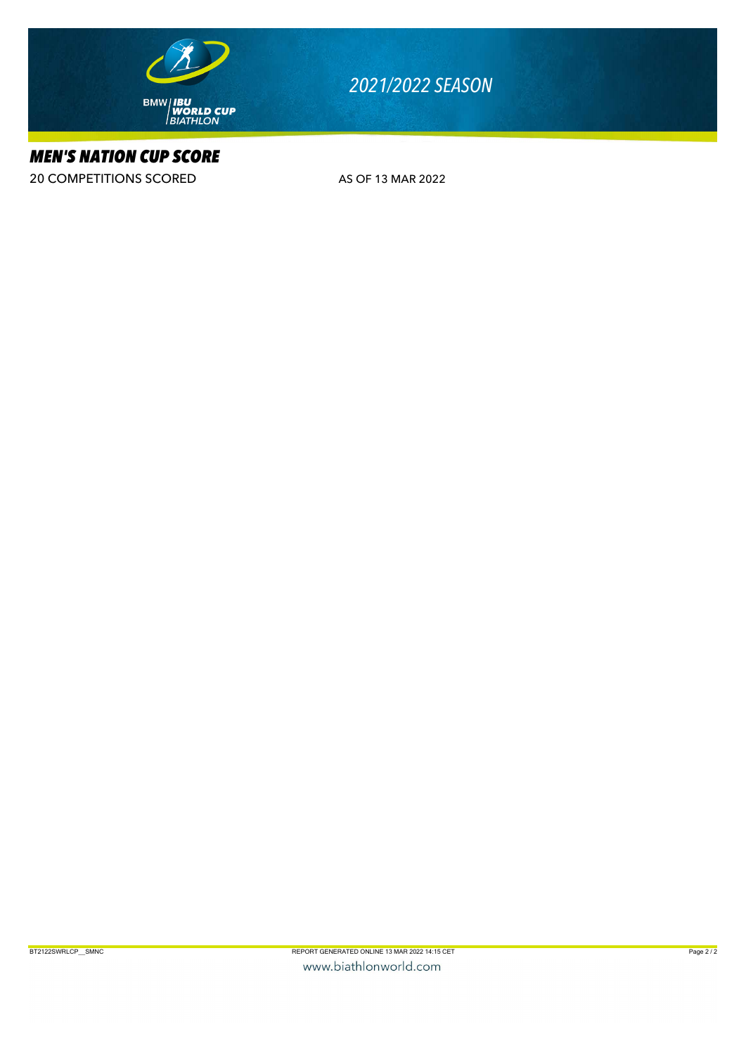## MEN'S NATION CUP SCORE

20 COMPETITIONS SCORED

AS OF 13 MAR 2022